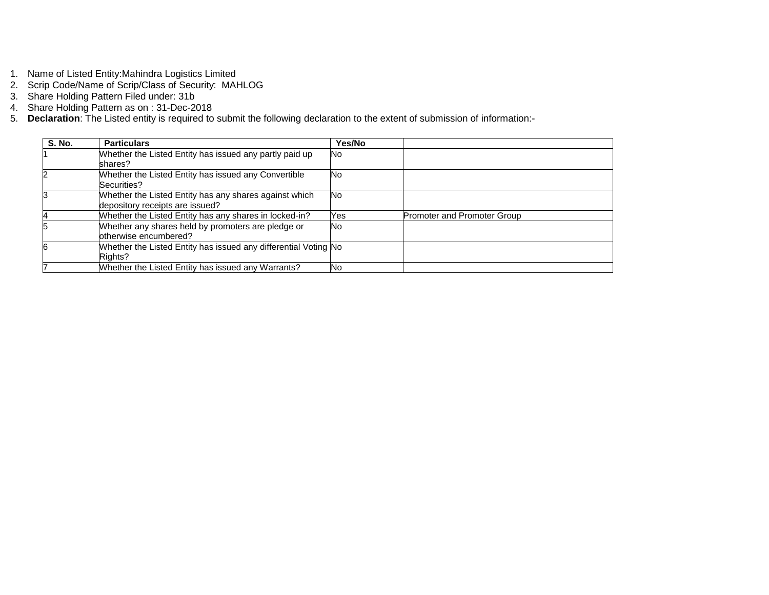1. Name of Listed Entity:Mahindra Logistics Limited
2. Scrip Code/Name of Scrip/Class of Security: MAHLOG
3. Share Holding Pattern Filed under: 31b
4. Share Holding Pattern as on : 31-Dec-2018
5. **Declaration**: The Listed entity is required to submit the following declaration to the extent of submission of information:-

| S. No. | Particulars | Yes/No | |
|---|---|---|---|
| 1 | Whether the Listed Entity has issued any partly paid up shares? | No | |
| 2 | Whether the Listed Entity has issued any Convertible Securities? | No | |
| 3 | Whether the Listed Entity has any shares against which depository receipts are issued? | No | |
| 4 | Whether the Listed Entity has any shares in locked-in? | Yes | Promoter and Promoter Group |
| 5 | Whether any shares held by promoters are pledge or otherwise encumbered? | No | |
| 6 | Whether the Listed Entity has issued any differential Voting Rights? | No | |
| 7 | Whether the Listed Entity has issued any Warrants? | No | |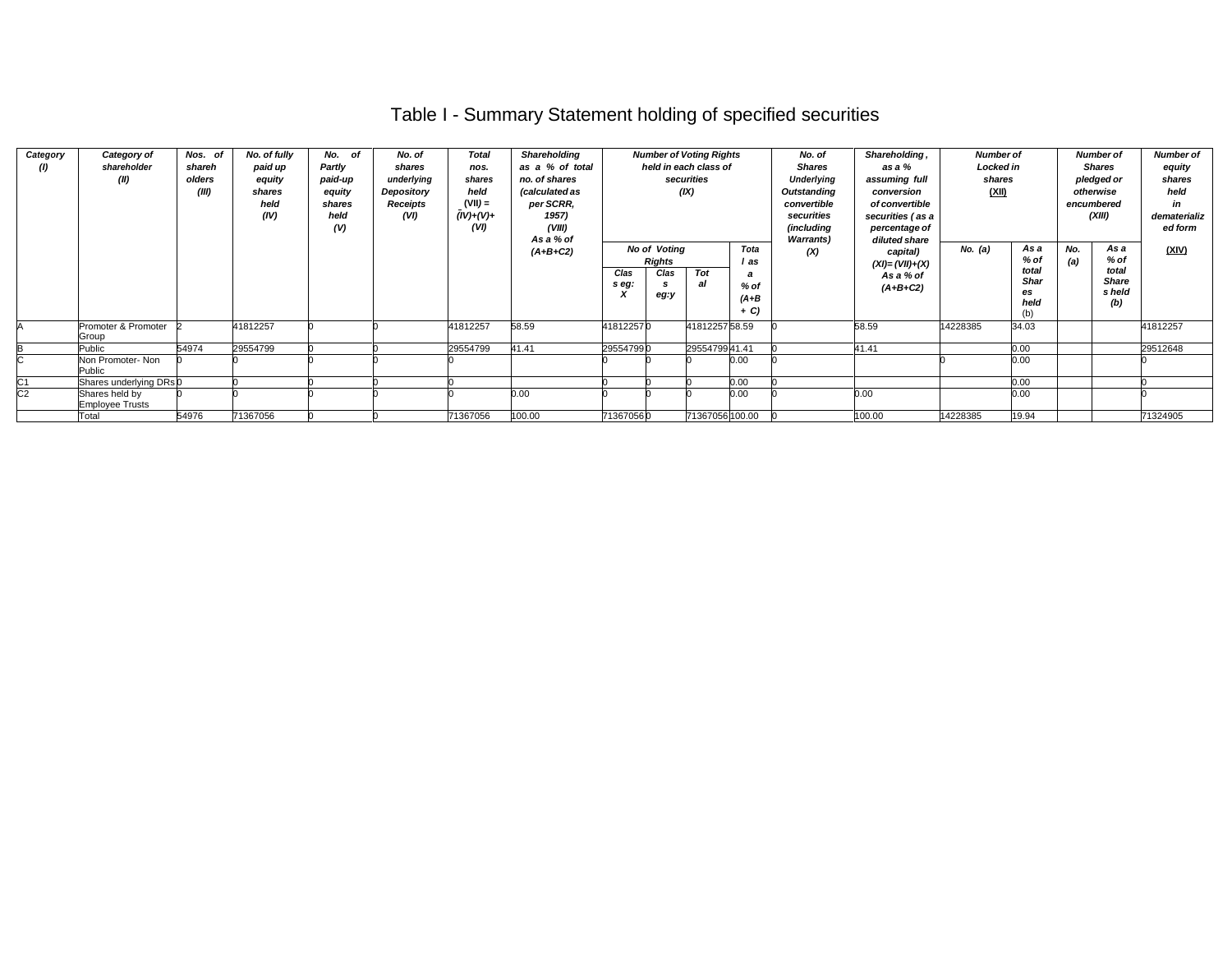# Table I - Summary Statement holding of specified securities

| Category (I) | Category of shareholder (II) | Nos. of shareholders (III) | No. of fully paid up equity shares held (IV) | No. of Partly paid-up equity shares held (V) | No. of shares underlying Depository Receipts (VI) | Total nos. shares held (VII) = (IV)+(V)+ (VI) | Shareholding as a % of total no. of shares (calculated as per SCRR, 1957) (VIII) As a % of (A+B+C2) | Number of Voting Rights held in each class of securities (IX) | | | | No. of Shares Underlying Outstanding convertible securities (including Warrants) (X) | Shareholding , as a % assuming full conversion of convertible securities ( as a percentage of diluted share capital) (XI)= (VII)+(X) As a % of (A+B+C2) | Number of Locked in shares (XII) | | Number of Shares pledged or otherwise encumbered (XIII) | | Number of equity shares held in dematerialized form (XIV) |
|---|---|---|---|---|---|---|---|---|---|---|---|---|---|---|---|---|---|---|
| | | | | | | | | No of Voting Rights | | | Total as a % of (A+B+ C) | | | No. (a) | As a % of total Shares held (b) | No. (a) | As a % of total Shares held (b) | |
| | | | | | | | | Class eg: X | Class eg:y | Total | | | | | | | | |
| A | Promoter & Promoter Group | 2 | 41812257 | 0 | 0 | 41812257 | 58.59 | 41812257 | 0 | 41812257 | 58.59 | 0 | 58.59 | 14228385 | 34.03 | | | 41812257 |
| B | Public | 54974 | 29554799 | 0 | 0 | 29554799 | 41.41 | 29554799 | 0 | 29554799 | 41.41 | 0 | 41.41 | | 0.00 | | | 29512648 |
| C | Non Promoter- Non Public | 0 | 0 | 0 | 0 | 0 | | 0 | 0 | 0 | 0.00 | 0 | | 0 | 0.00 | | | 0 |
| C1 | Shares underlying DRs | 0 | 0 | 0 | 0 | 0 | | 0 | 0 | 0 | 0.00 | 0 | | | 0.00 | | | 0 |
| C2 | Shares held by Employee Trusts | 0 | 0 | 0 | 0 | 0 | 0.00 | 0 | 0 | 0 | 0.00 | 0 | 0.00 | | 0.00 | | | 0 |
| | Total | 54976 | 71367056 | 0 | 0 | 71367056 | 100.00 | 71367056 | 0 | 71367056 | 100.00 | 0 | 100.00 | 14228385 | 19.94 | | | 71324905 |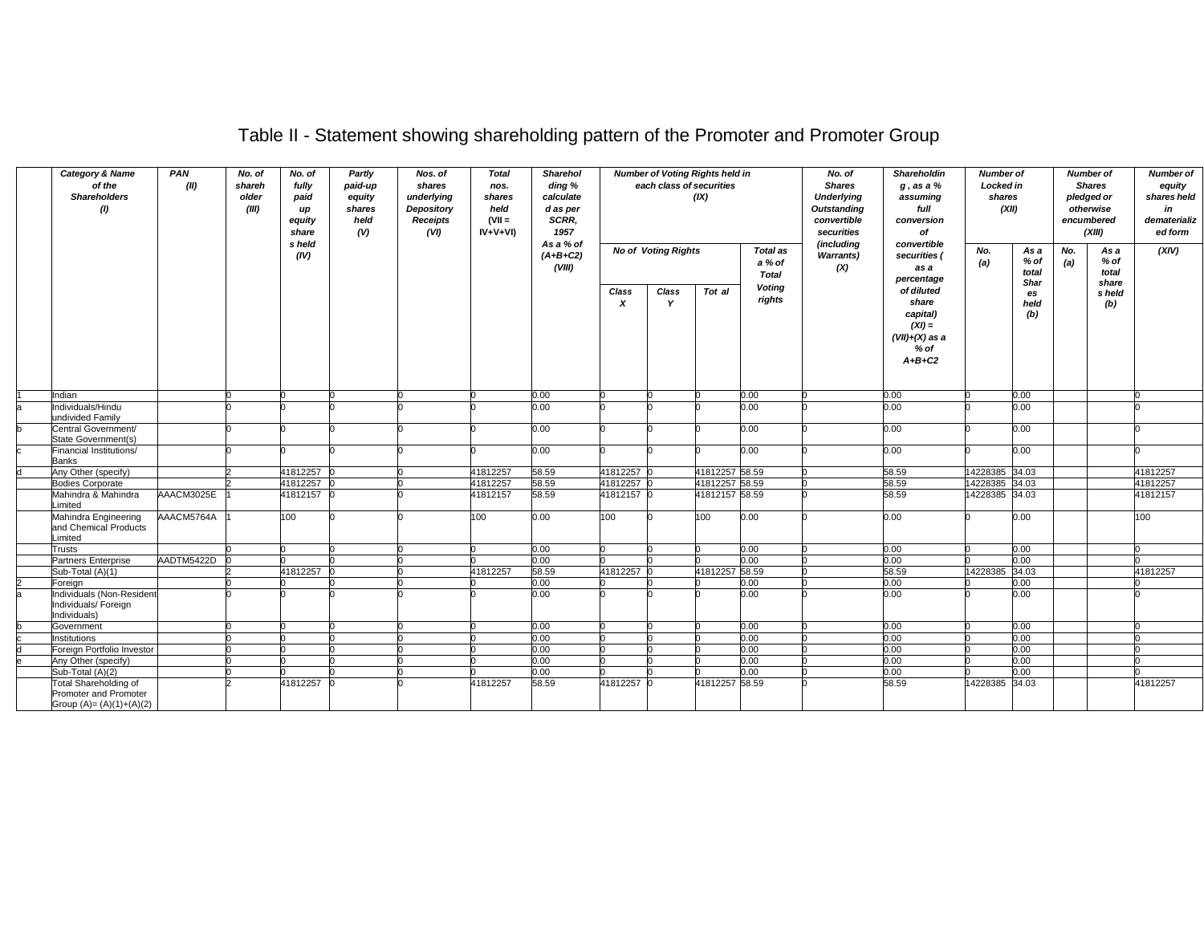# Table II - Statement showing shareholding pattern of the Promoter and Promoter Group

| | Category & Name of the Shareholders (I) | PAN (II) | No. of shareholder (III) | No. of fully paid up equity share s held (IV) | Partly paid-up equity shares held (V) | Nos. of shares underlying Depository Receipts (VI) | Total nos. shares held (VII = IV+V+VI) | Shareholding % calculated as per SCRR, 1957 As a % of (A+B+C2) (VIII) | Number of Voting Rights held in each class of securities (IX) | | | | No. of Shares Underlying Outstanding convertible securities (including Warrants) (X) | Shareholding , as a % assuming full conversion of convertible securities ( as a percentage of diluted share capital) (XI) = (VII)+(X) as a % of A+B+C2 | Number of Locked in shares (XII) | | Number of Shares pledged or otherwise encumbered (XIII) | | Number of equity shares held in dematerialized form (XIV) |
|---|---|---|---|---|---|---|---|---|---|---|---|---|---|---|---|---|---|---|---|
| | | | | | | | | | No of Voting Rights | | | Total as a % of Total Voting rights | | | No. (a) | As a % of total Shares held (b) | No. (a) | As a % of total share s held (b) | |
| | | | | | | | | | Class X | Class Y | Tot al | | | | | | | | |
| 1 | Indian | | 0 | 0 | 0 | 0 | 0 | 0.00 | 0 | 0 | 0 | 0.00 | 0 | 0.00 | 0 | 0.00 | | | 0 |
| a | Individuals/Hindu undivided Family | | 0 | 0 | 0 | 0 | 0 | 0.00 | 0 | 0 | 0 | 0.00 | 0 | 0.00 | 0 | 0.00 | | | 0 |
| b | Central Government/ State Government(s) | | 0 | 0 | 0 | 0 | 0 | 0.00 | 0 | 0 | 0 | 0.00 | 0 | 0.00 | 0 | 0.00 | | | 0 |
| c | Financial Institutions/ Banks | | 0 | 0 | 0 | 0 | 0 | 0.00 | 0 | 0 | 0 | 0.00 | 0 | 0.00 | 0 | 0.00 | | | 0 |
| d | Any Other (specify) | | 2 | 41812257 | 0 | 0 | 41812257 | 58.59 | 41812257 | 0 | 41812257 | 58.59 | 0 | 58.59 | 14228385 | 34.03 | | | 41812257 |
| | Bodies Corporate | | 2 | 41812257 | 0 | 0 | 41812257 | 58.59 | 41812257 | 0 | 41812257 | 58.59 | 0 | 58.59 | 14228385 | 34.03 | | | 41812257 |
| | Mahindra & Mahindra Limited | AAACM3025E | 1 | 41812157 | 0 | 0 | 41812157 | 58.59 | 41812157 | 0 | 41812157 | 58.59 | 0 | 58.59 | 14228385 | 34.03 | | | 41812157 |
| | Mahindra Engineering and Chemical Products Limited | AAACM5764A | 1 | 100 | 0 | 0 | 100 | 0.00 | 100 | 0 | 100 | 0.00 | 0 | 0.00 | 0 | 0.00 | | | 100 |
| | Trusts | | 0 | 0 | 0 | 0 | 0 | 0.00 | 0 | 0 | 0 | 0.00 | 0 | 0.00 | 0 | 0.00 | | | 0 |
| | Partners Enterprise | AADTM5422D | 0 | 0 | 0 | 0 | 0 | 0.00 | 0 | 0 | 0 | 0.00 | 0 | 0.00 | 0 | 0.00 | | | 0 |
| | Sub-Total (A)(1) | | 2 | 41812257 | 0 | 0 | 41812257 | 58.59 | 41812257 | 0 | 41812257 | 58.59 | 0 | 58.59 | 14228385 | 34.03 | | | 41812257 |
| 2 | Foreign | | 0 | 0 | 0 | 0 | 0 | 0.00 | 0 | 0 | 0 | 0.00 | 0 | 0.00 | 0 | 0.00 | | | 0 |
| a | Individuals (Non-Resident Individuals/ Foreign Individuals) | | 0 | 0 | 0 | 0 | 0 | 0.00 | 0 | 0 | 0 | 0.00 | 0 | 0.00 | 0 | 0.00 | | | 0 |
| b | Government | | 0 | 0 | 0 | 0 | 0 | 0.00 | 0 | 0 | 0 | 0.00 | 0 | 0.00 | 0 | 0.00 | | | 0 |
| c | Institutions | | 0 | 0 | 0 | 0 | 0 | 0.00 | 0 | 0 | 0 | 0.00 | 0 | 0.00 | 0 | 0.00 | | | 0 |
| d | Foreign Portfolio Investor | | 0 | 0 | 0 | 0 | 0 | 0.00 | 0 | 0 | 0 | 0.00 | 0 | 0.00 | 0 | 0.00 | | | 0 |
| e | Any Other (specify) | | 0 | 0 | 0 | 0 | 0 | 0.00 | 0 | 0 | 0 | 0.00 | 0 | 0.00 | 0 | 0.00 | | | 0 |
| | Sub-Total (A)(2) | | 0 | 0 | 0 | 0 | 0 | 0.00 | 0 | 0 | 0 | 0.00 | 0 | 0.00 | 0 | 0.00 | | | 0 |
| | Total Shareholding of Promoter and Promoter Group (A)= (A)(1)+(A)(2) | | 2 | 41812257 | 0 | 0 | 41812257 | 58.59 | 41812257 | 0 | 41812257 | 58.59 | 0 | 58.59 | 14228385 | 34.03 | | | 41812257 |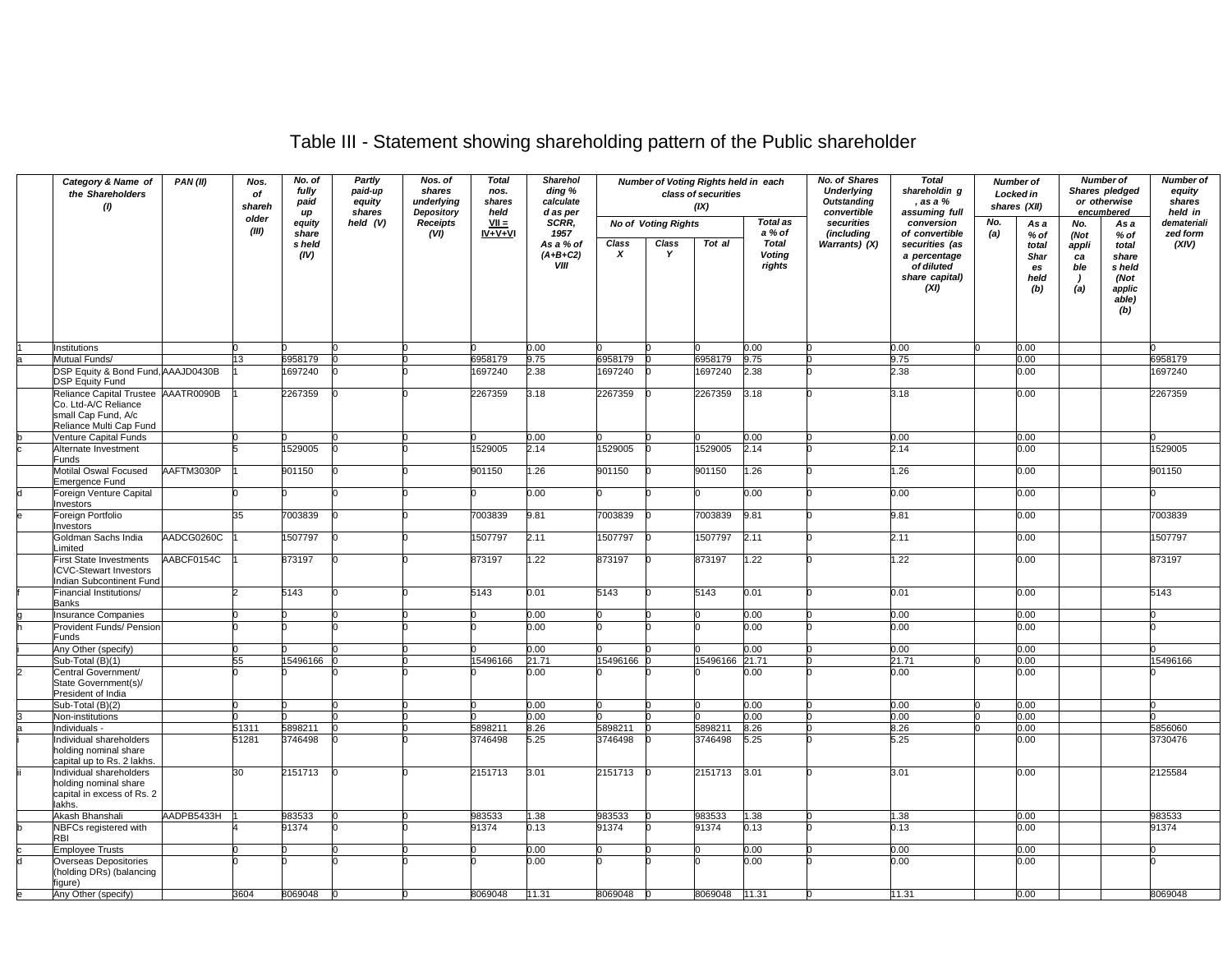# Table III - Statement showing shareholding pattern of the Public shareholder

| | Category & Name of the Shareholders (I) | PAN (II) | Nos. of shareholder (III) | No. of fully paid up equity share s held (IV) | Partly paid-up equity shares held (V) | Nos. of shares underlying Depository Receipts (VI) | Total nos. shares held VII = IV+V+VI | Shareholding % calculated as per SCRR, 1957 As a % of (A+B+C2) VIII | Number of Voting Rights held in each class of securities (IX) | | | | No. of Shares Underlying Outstanding convertible securities (including Warrants) (X) | Total shareholding , as a % assuming full conversion of convertible securities (as a percentage of diluted share capital) (XI) | Number of Locked in shares (XII) | | Number of Shares pledged or otherwise encumbered | | Number of equity shares held in dematerialized form (XIV) |
|---|---|---|---|---|---|---|---|---|---|---|---|---|---|---|---|---|---|---|---|
| | | | | | | | | | No of Voting Rights | | | Total as a % of Total Voting rights | | | No. (a) | As a % of total Shares held (b) | No. (Not applicable) (a) | As a % of total shares held (Not applicable) (b) | |
| | | | | | | | | | Class X | Class Y | Tot al | | | | | | | | |
| 1 | Institutions | | 0 | 0 | 0 | 0 | 0 | 0.00 | 0 | 0 | 0 | 0.00 | 0 | 0.00 | 0 | 0.00 | | | 0 |
| a | Mutual Funds/ | | 13 | 6958179 | 0 | 0 | 6958179 | 9.75 | 6958179 | 0 | 6958179 | 9.75 | 0 | 9.75 | | 0.00 | | | 6958179 |
| | DSP Equity & Bond Fund, DSP Equity Fund | AAAJD0430B | 1 | 1697240 | 0 | 0 | 1697240 | 2.38 | 1697240 | 0 | 1697240 | 2.38 | 0 | 2.38 | | 0.00 | | | 1697240 |
| | Reliance Capital Trustee Co. Ltd-A/C Reliance small Cap Fund, A/c Reliance Multi Cap Fund | AAATR0090B | 1 | 2267359 | 0 | 0 | 2267359 | 3.18 | 2267359 | 0 | 2267359 | 3.18 | 0 | 3.18 | | 0.00 | | | 2267359 |
| b | Venture Capital Funds | | 0 | 0 | 0 | 0 | 0 | 0.00 | 0 | 0 | 0 | 0.00 | 0 | 0.00 | | 0.00 | | | 0 |
| c | Alternate Investment Funds | | 5 | 1529005 | 0 | 0 | 1529005 | 2.14 | 1529005 | 0 | 1529005 | 2.14 | 0 | 2.14 | | 0.00 | | | 1529005 |
| | Motilal Oswal Focused Emergence Fund | AAFTM3030P | 1 | 901150 | 0 | 0 | 901150 | 1.26 | 901150 | 0 | 901150 | 1.26 | 0 | 1.26 | | 0.00 | | | 901150 |
| d | Foreign Venture Capital Investors | | 0 | 0 | 0 | 0 | 0 | 0.00 | 0 | 0 | 0 | 0.00 | 0 | 0.00 | | 0.00 | | | 0 |
| e | Foreign Portfolio Investors | | 35 | 7003839 | 0 | 0 | 7003839 | 9.81 | 7003839 | 0 | 7003839 | 9.81 | 0 | 9.81 | | 0.00 | | | 7003839 |
| | Goldman Sachs India Limited | AADCG0260C | 1 | 1507797 | 0 | 0 | 1507797 | 2.11 | 1507797 | 0 | 1507797 | 2.11 | 0 | 2.11 | | 0.00 | | | 1507797 |
| | First State Investments ICVC-Stewart Investors Indian Subcontinent Fund | AABCF0154C | 1 | 873197 | 0 | 0 | 873197 | 1.22 | 873197 | 0 | 873197 | 1.22 | 0 | 1.22 | | 0.00 | | | 873197 |
| f | Financial Institutions/ Banks | | 2 | 5143 | 0 | 0 | 5143 | 0.01 | 5143 | 0 | 5143 | 0.01 | 0 | 0.01 | | 0.00 | | | 5143 |
| g | Insurance Companies | | 0 | 0 | 0 | 0 | 0 | 0.00 | 0 | 0 | 0 | 0.00 | 0 | 0.00 | | 0.00 | | | 0 |
| h | Provident Funds/ Pension Funds | | 0 | 0 | 0 | 0 | 0 | 0.00 | 0 | 0 | 0 | 0.00 | 0 | 0.00 | | 0.00 | | | 0 |
| i | Any Other (specify) | | 0 | 0 | 0 | 0 | 0 | 0.00 | 0 | 0 | 0 | 0.00 | 0 | 0.00 | | 0.00 | | | 0 |
| | Sub-Total (B)(1) | | 55 | 15496166 | 0 | 0 | 15496166 | 21.71 | 15496166 | 0 | 15496166 | 21.71 | 0 | 21.71 | 0 | 0.00 | | | 15496166 |
| 2 | Central Government/ State Government(s)/ President of India | | 0 | 0 | 0 | 0 | 0 | 0.00 | 0 | 0 | 0 | 0.00 | 0 | 0.00 | | 0.00 | | | 0 |
| | Sub-Total (B)(2) | | 0 | 0 | 0 | 0 | 0 | 0.00 | 0 | 0 | 0 | 0.00 | 0 | 0.00 | 0 | 0.00 | | | 0 |
| 3 | Non-institutions | | 0 | 0 | 0 | 0 | 0 | 0.00 | 0 | 0 | 0 | 0.00 | 0 | 0.00 | 0 | 0.00 | | | 0 |
| a | Individuals - | | 51311 | 5898211 | 0 | 0 | 5898211 | 8.26 | 5898211 | 0 | 5898211 | 8.26 | 0 | 8.26 | 0 | 0.00 | | | 5856060 |
| i | Individual shareholders holding nominal share capital up to Rs. 2 lakhs. | | 51281 | 3746498 | 0 | 0 | 3746498 | 5.25 | 3746498 | 0 | 3746498 | 5.25 | 0 | 5.25 | | 0.00 | | | 3730476 |
| ii | Individual shareholders holding nominal share capital in excess of Rs. 2 lakhs. | | 30 | 2151713 | 0 | 0 | 2151713 | 3.01 | 2151713 | 0 | 2151713 | 3.01 | 0 | 3.01 | | 0.00 | | | 2125584 |
| | Akash Bhanshali | AADPB5433H | 1 | 983533 | 0 | 0 | 983533 | 1.38 | 983533 | 0 | 983533 | 1.38 | 0 | 1.38 | | 0.00 | | | 983533 |
| b | NBFCs registered with RBI | | 4 | 91374 | 0 | 0 | 91374 | 0.13 | 91374 | 0 | 91374 | 0.13 | 0 | 0.13 | | 0.00 | | | 91374 |
| c | Employee Trusts | | 0 | 0 | 0 | 0 | 0 | 0.00 | 0 | 0 | 0 | 0.00 | 0 | 0.00 | | 0.00 | | | 0 |
| d | Overseas Depositories (holding DRs) (balancing figure) | | 0 | 0 | 0 | 0 | 0 | 0.00 | 0 | 0 | 0 | 0.00 | 0 | 0.00 | | 0.00 | | | 0 |
| e | Any Other (specify) | | 3604 | 8069048 | 0 | 0 | 8069048 | 11.31 | 8069048 | 0 | 8069048 | 11.31 | 0 | 11.31 | | 0.00 | | | 8069048 |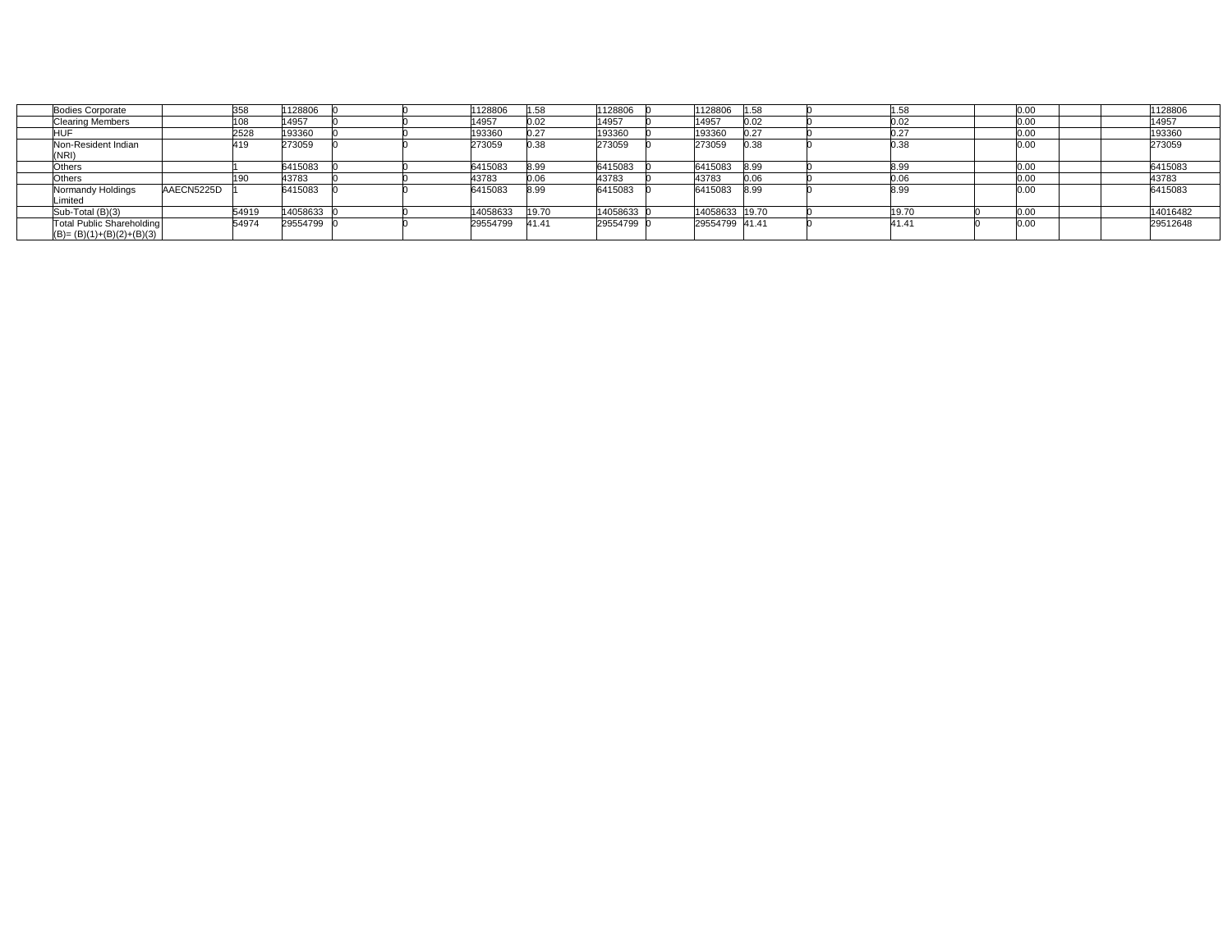| | | | | | | | | | | | | | | | | | | | |
|---|---|---|---|---|---|---|---|---|---|---|---|---|---|---|---|---|---|---|---|
| | Bodies Corporate | | 358 | 1128806 | 0 | 0 | 1128806 | 1.58 | 1128806 | 0 | 1128806 | 1.58 | 0 | 1.58 | | 0.00 | | | 1128806 |
| | Clearing Members | | 108 | 14957 | 0 | 0 | 14957 | 0.02 | 14957 | 0 | 14957 | 0.02 | 0 | 0.02 | | 0.00 | | | 14957 |
| | HUF | | 2528 | 193360 | 0 | 0 | 193360 | 0.27 | 193360 | 0 | 193360 | 0.27 | 0 | 0.27 | | 0.00 | | | 193360 |
| | Non-Resident Indian (NRI) | | 419 | 273059 | 0 | 0 | 273059 | 0.38 | 273059 | 0 | 273059 | 0.38 | 0 | 0.38 | | 0.00 | | | 273059 |
| | Others | | 1 | 6415083 | 0 | 0 | 6415083 | 8.99 | 6415083 | 0 | 6415083 | 8.99 | 0 | 8.99 | | 0.00 | | | 6415083 |
| | Others | | 190 | 43783 | 0 | 0 | 43783 | 0.06 | 43783 | 0 | 43783 | 0.06 | 0 | 0.06 | | 0.00 | | | 43783 |
| | Normandy Holdings Limited | AAECN5225D | 1 | 6415083 | 0 | 0 | 6415083 | 8.99 | 6415083 | 0 | 6415083 | 8.99 | 0 | 8.99 | | 0.00 | | | 6415083 |
| | Sub-Total (B)(3) | | 54919 | 14058633 | 0 | 0 | 14058633 | 19.70 | 14058633 | 0 | 14058633 | 19.70 | 0 | 19.70 | 0 | 0.00 | | | 14016482 |
| | Total Public Shareholding (B)= (B)(1)+(B)(2)+(B)(3) | | 54974 | 29554799 | 0 | 0 | 29554799 | 41.41 | 29554799 | 0 | 29554799 | 41.41 | 0 | 41.41 | 0 | 0.00 | | | 29512648 |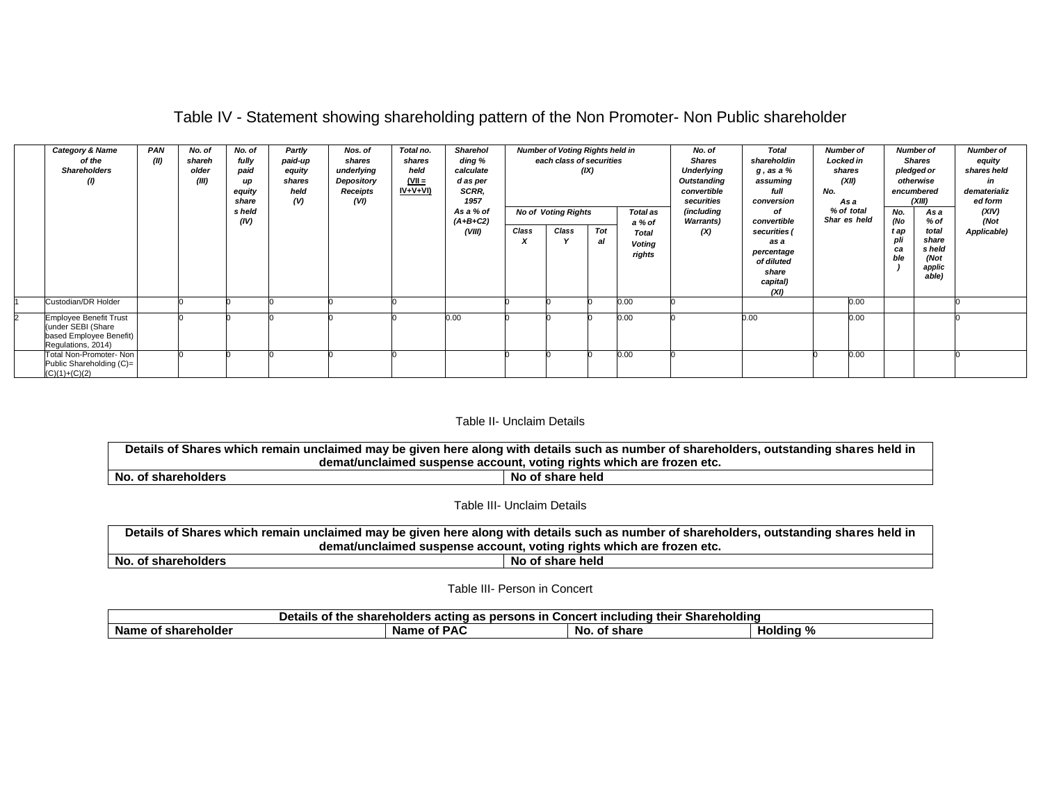# Table IV - Statement showing shareholding pattern of the Non Promoter- Non Public shareholder

| | Category & Name of the Shareholders (I) | PAN (II) | No. of shareholder (III) | No. of fully paid up equity share s held (IV) | Partly paid-up equity shares held (V) | Nos. of shares underlying Depository Receipts (VI) | Total no. shares held (VII = IV+V+VI) | Shareholding % calculated as per SCRR, 1957 As a % of (A+B+C2) (VIII) | Number of Voting Rights held in each class of securities (IX) | | | | No. of Shares Underlying Outstanding convertible securities (including Warrants) (X) | Total shareholding , as a % assuming full conversion of convertible securities ( as a percentage of diluted share capital) (XI) | Number of Locked in shares (XII) | | Number of Shares pledged or otherwise encumbered (XIII) | | Number of equity shares held in dematerialized form (XIV) (Not Applicable) |
|---|---|---|---|---|---|---|---|---|---|---|---|---|---|---|---|---|---|---|---|
| | | | | | | | | | No of Voting Rights | | | Total as a % of Total Voting rights | | | No. | As a % of total Shar es held | No. (No t ap pli ca ble ) | As a % of total share s held (Not applic able) | |
| | | | | | | | | | Class X | Class Y | Total | | | | | | | | |
| 1 | Custodian/DR Holder | | 0 | 0 | 0 | 0 | 0 | | 0 | 0 | 0 | 0.00 | 0 | | | 0.00 | | | 0 |
| 2 | Employee Benefit Trust (under SEBI (Share based Employee Benefit) Regulations, 2014) | | 0 | 0 | 0 | 0 | 0 | 0.00 | 0 | 0 | 0 | 0.00 | 0 | 0.00 | | 0.00 | | | 0 |
| | Total Non-Promoter- Non Public Shareholding (C)= (C)(1)+(C)(2) | | 0 | 0 | 0 | 0 | 0 | | 0 | 0 | 0 | 0.00 | 0 | | 0 | 0.00 | | | 0 |

Table II- Unclaim Details

| Details of Shares which remain unclaimed may be given here along with details such as number of shareholders, outstanding shares held in demat/unclaimed suspense account, voting rights which are frozen etc. | |
|---|---|
| **No. of shareholders** | **No of share held** |

Table III- Unclaim Details

| Details of Shares which remain unclaimed may be given here along with details such as number of shareholders, outstanding shares held in demat/unclaimed suspense account, voting rights which are frozen etc. | |
|---|---|
| **No. of shareholders** | **No of share held** |

Table III- Person in Concert

| Details of the shareholders acting as persons in Concert including their Shareholding | | | |
|---|---|---|---|
| **Name of shareholder** | **Name of PAC** | **No. of share** | **Holding %** |